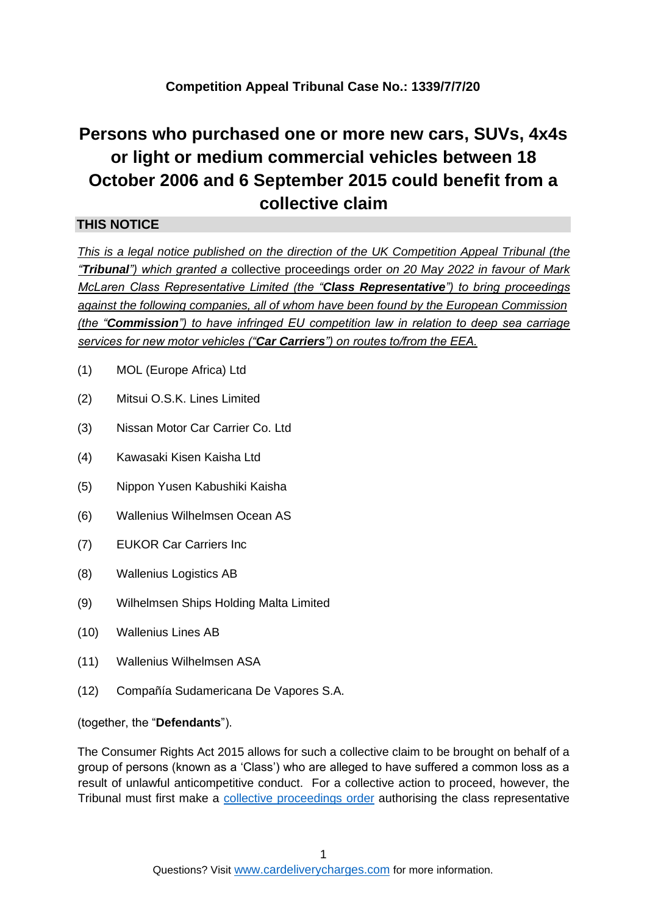**Competition Appeal Tribunal Case No.: 1339/7/7/20**

# Persons who purchased one or more new cars, SUVs, 4x4s or light or medium commercial vehicles between 18 October 2006 and 6 September 2015 could benefit from a collective claim

## THIS NOTICE

*This is a legal notice published on the direction of the UK Competition Appeal Tribunal (the "**Tribunal**") which granted a* collective proceedings order *on 20 May 2022 in favour of Mark McLaren Class Representative Limited (the "**Class Representative**") to bring proceedings against the following companies, all of whom have been found by the European Commission (the "**Commission**") to have infringed EU competition law in relation to deep sea carriage services for new motor vehicles ("**Car Carriers**") on routes to/from the EEA.*

(1) MOL (Europe Africa) Ltd

(2) Mitsui O.S.K. Lines Limited

(3) Nissan Motor Car Carrier Co. Ltd

(4) Kawasaki Kisen Kaisha Ltd

(5) Nippon Yusen Kabushiki Kaisha

(6) Wallenius Wilhelmsen Ocean AS

(7) EUKOR Car Carriers Inc

(8) Wallenius Logistics AB

(9) Wilhelmsen Ships Holding Malta Limited

(10) Wallenius Lines AB

(11) Wallenius Wilhelmsen ASA

(12) Compañía Sudamericana De Vapores S.A.

(together, the "**Defendants**").

The Consumer Rights Act 2015 allows for such a collective claim to be brought on behalf of a group of persons (known as a 'Class') who are alleged to have suffered a common loss as a result of unlawful anticompetitive conduct. For a collective action to proceed, however, the Tribunal must first make a collective proceedings order authorising the class representative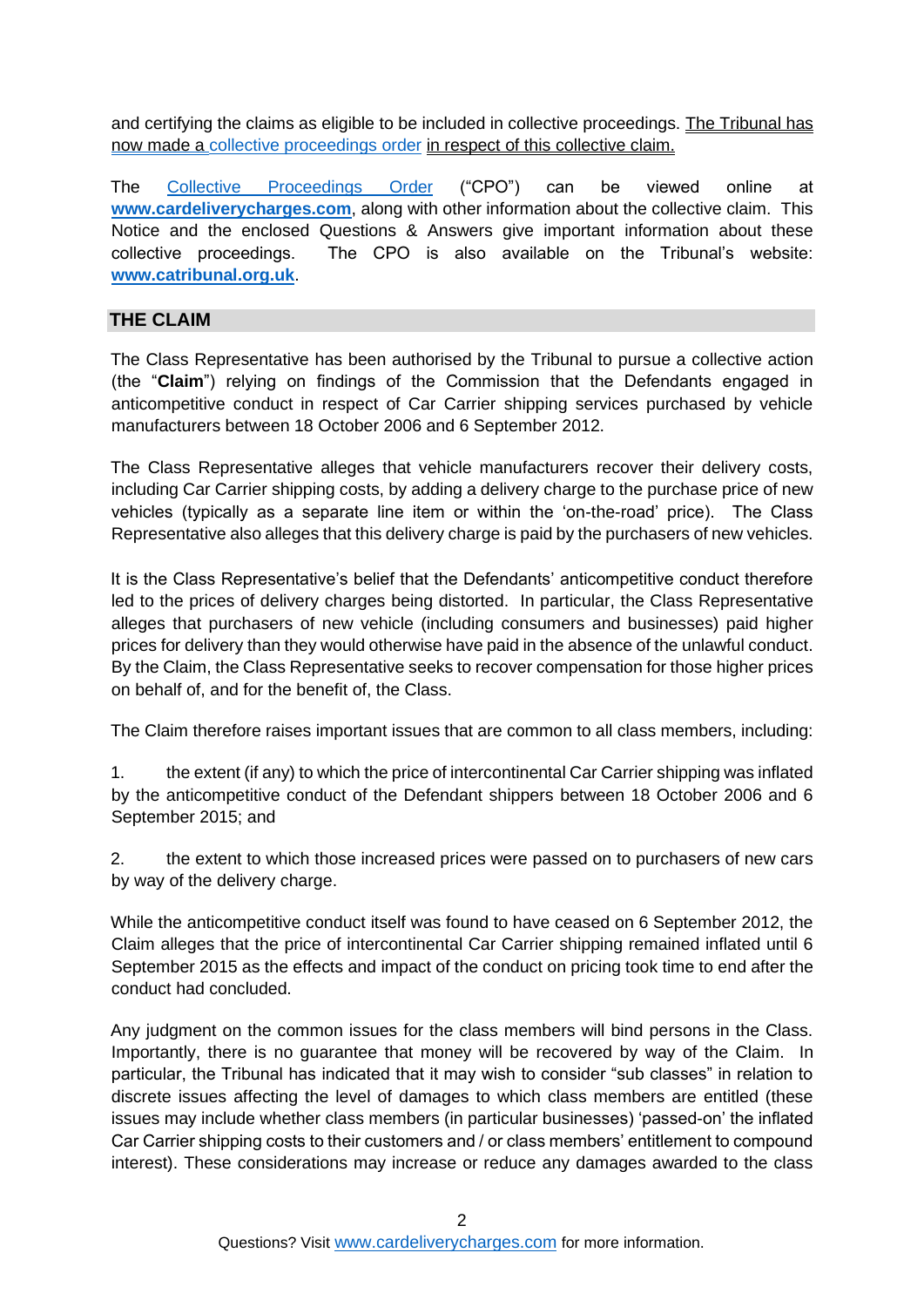and certifying the claims as eligible to be included in collective proceedings. The Tribunal has now made a collective proceedings order in respect of this collective claim.

The Collective Proceedings Order ("CPO") can be viewed online at **www.cardeliverycharges.com**, along with other information about the collective claim. This Notice and the enclosed Questions & Answers give important information about these collective proceedings. The CPO is also available on the Tribunal's website: **www.catribunal.org.uk**.

## THE CLAIM

The Class Representative has been authorised by the Tribunal to pursue a collective action (the "**Claim**") relying on findings of the Commission that the Defendants engaged in anticompetitive conduct in respect of Car Carrier shipping services purchased by vehicle manufacturers between 18 October 2006 and 6 September 2012.

The Class Representative alleges that vehicle manufacturers recover their delivery costs, including Car Carrier shipping costs, by adding a delivery charge to the purchase price of new vehicles (typically as a separate line item or within the 'on-the-road' price). The Class Representative also alleges that this delivery charge is paid by the purchasers of new vehicles.

It is the Class Representative's belief that the Defendants' anticompetitive conduct therefore led to the prices of delivery charges being distorted. In particular, the Class Representative alleges that purchasers of new vehicle (including consumers and businesses) paid higher prices for delivery than they would otherwise have paid in the absence of the unlawful conduct. By the Claim, the Class Representative seeks to recover compensation for those higher prices on behalf of, and for the benefit of, the Class.

The Claim therefore raises important issues that are common to all class members, including:

1. the extent (if any) to which the price of intercontinental Car Carrier shipping was inflated by the anticompetitive conduct of the Defendant shippers between 18 October 2006 and 6 September 2015; and

2. the extent to which those increased prices were passed on to purchasers of new cars by way of the delivery charge.

While the anticompetitive conduct itself was found to have ceased on 6 September 2012, the Claim alleges that the price of intercontinental Car Carrier shipping remained inflated until 6 September 2015 as the effects and impact of the conduct on pricing took time to end after the conduct had concluded.

Any judgment on the common issues for the class members will bind persons in the Class. Importantly, there is no guarantee that money will be recovered by way of the Claim. In particular, the Tribunal has indicated that it may wish to consider "sub classes" in relation to discrete issues affecting the level of damages to which class members are entitled (these issues may include whether class members (in particular businesses) 'passed-on' the inflated Car Carrier shipping costs to their customers and / or class members' entitlement to compound interest). These considerations may increase or reduce any damages awarded to the class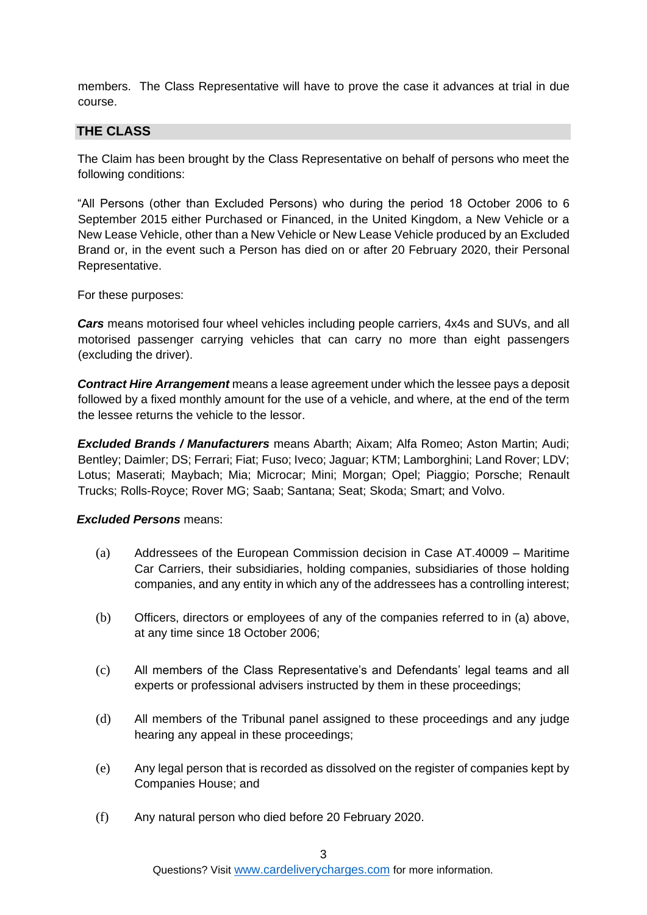members. The Class Representative will have to prove the case it advances at trial in due course.

## THE CLASS

The Claim has been brought by the Class Representative on behalf of persons who meet the following conditions:

"All Persons (other than Excluded Persons) who during the period 18 October 2006 to 6 September 2015 either Purchased or Financed, in the United Kingdom, a New Vehicle or a New Lease Vehicle, other than a New Vehicle or New Lease Vehicle produced by an Excluded Brand or, in the event such a Person has died on or after 20 February 2020, their Personal Representative.

For these purposes:

***Cars*** means motorised four wheel vehicles including people carriers, 4x4s and SUVs, and all motorised passenger carrying vehicles that can carry no more than eight passengers (excluding the driver).

***Contract Hire Arrangement*** means a lease agreement under which the lessee pays a deposit followed by a fixed monthly amount for the use of a vehicle, and where, at the end of the term the lessee returns the vehicle to the lessor.

***Excluded Brands / Manufacturers*** means Abarth; Aixam; Alfa Romeo; Aston Martin; Audi; Bentley; Daimler; DS; Ferrari; Fiat; Fuso; Iveco; Jaguar; KTM; Lamborghini; Land Rover; LDV; Lotus; Maserati; Maybach; Mia; Microcar; Mini; Morgan; Opel; Piaggio; Porsche; Renault Trucks; Rolls-Royce; Rover MG; Saab; Santana; Seat; Skoda; Smart; and Volvo.

***Excluded Persons*** means:

(a) Addressees of the European Commission decision in Case AT.40009 – Maritime Car Carriers, their subsidiaries, holding companies, subsidiaries of those holding companies, and any entity in which any of the addressees has a controlling interest;

(b) Officers, directors or employees of any of the companies referred to in (a) above, at any time since 18 October 2006;

(c) All members of the Class Representative's and Defendants' legal teams and all experts or professional advisers instructed by them in these proceedings;

(d) All members of the Tribunal panel assigned to these proceedings and any judge hearing any appeal in these proceedings;

(e) Any legal person that is recorded as dissolved on the register of companies kept by Companies House; and

(f) Any natural person who died before 20 February 2020.

Questions? Visit www.cardeliverycharges.com for more information.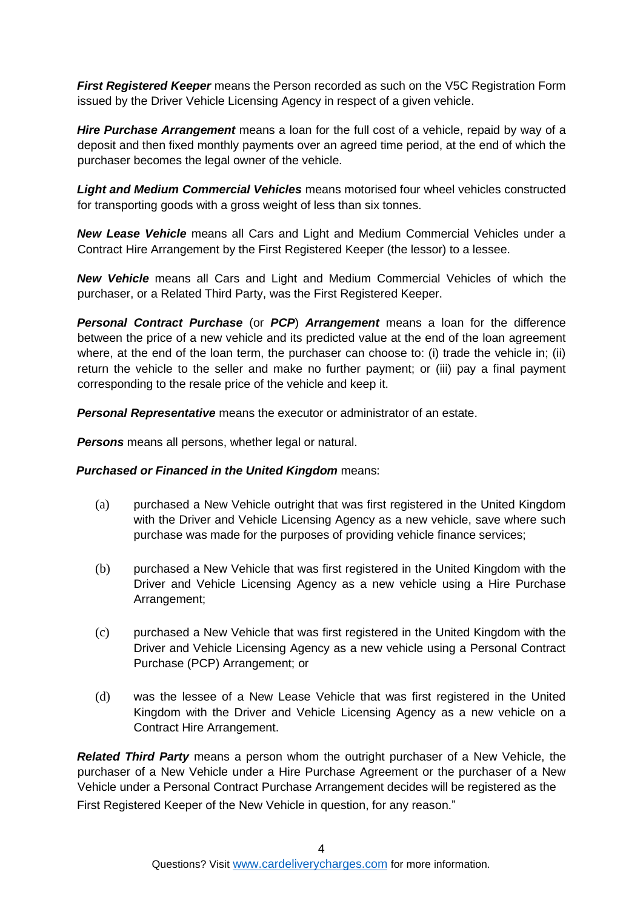***First Registered Keeper*** means the Person recorded as such on the V5C Registration Form issued by the Driver Vehicle Licensing Agency in respect of a given vehicle.

***Hire Purchase Arrangement*** means a loan for the full cost of a vehicle, repaid by way of a deposit and then fixed monthly payments over an agreed time period, at the end of which the purchaser becomes the legal owner of the vehicle.

***Light and Medium Commercial Vehicles*** means motorised four wheel vehicles constructed for transporting goods with a gross weight of less than six tonnes.

***New Lease Vehicle*** means all Cars and Light and Medium Commercial Vehicles under a Contract Hire Arrangement by the First Registered Keeper (the lessor) to a lessee.

***New Vehicle*** means all Cars and Light and Medium Commercial Vehicles of which the purchaser, or a Related Third Party, was the First Registered Keeper.

***Personal Contract Purchase*** (or ***PCP***) ***Arrangement*** means a loan for the difference between the price of a new vehicle and its predicted value at the end of the loan agreement where, at the end of the loan term, the purchaser can choose to: (i) trade the vehicle in; (ii) return the vehicle to the seller and make no further payment; or (iii) pay a final payment corresponding to the resale price of the vehicle and keep it.

***Personal Representative*** means the executor or administrator of an estate.

***Persons*** means all persons, whether legal or natural.

***Purchased or Financed in the United Kingdom*** means:

(a) purchased a New Vehicle outright that was first registered in the United Kingdom with the Driver and Vehicle Licensing Agency as a new vehicle, save where such purchase was made for the purposes of providing vehicle finance services;

(b) purchased a New Vehicle that was first registered in the United Kingdom with the Driver and Vehicle Licensing Agency as a new vehicle using a Hire Purchase Arrangement;

(c) purchased a New Vehicle that was first registered in the United Kingdom with the Driver and Vehicle Licensing Agency as a new vehicle using a Personal Contract Purchase (PCP) Arrangement; or

(d) was the lessee of a New Lease Vehicle that was first registered in the United Kingdom with the Driver and Vehicle Licensing Agency as a new vehicle on a Contract Hire Arrangement.

***Related Third Party*** means a person whom the outright purchaser of a New Vehicle, the purchaser of a New Vehicle under a Hire Purchase Agreement or the purchaser of a New Vehicle under a Personal Contract Purchase Arrangement decides will be registered as the First Registered Keeper of the New Vehicle in question, for any reason."

Questions? Visit www.cardeliverycharges.com for more information.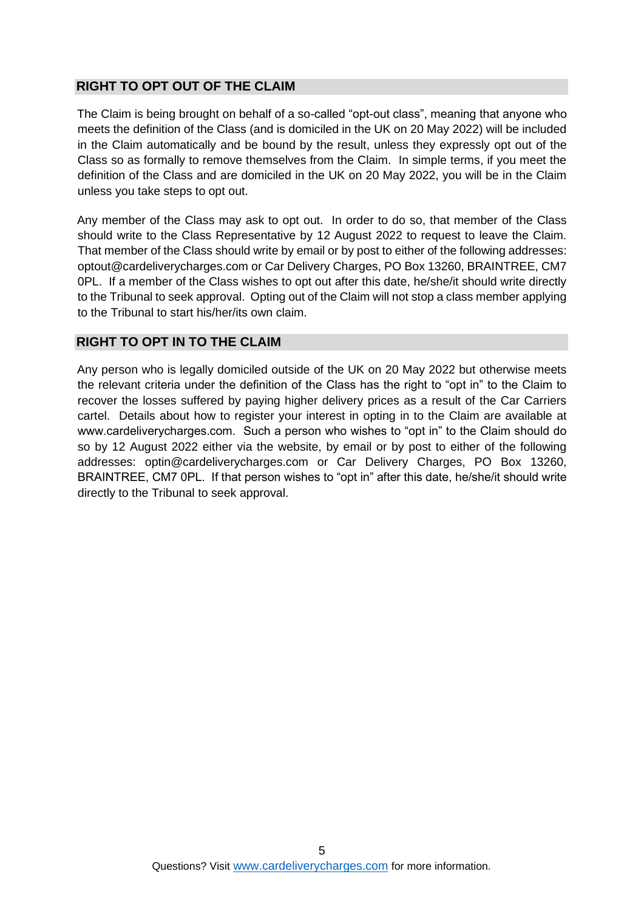## RIGHT TO OPT OUT OF THE CLAIM

The Claim is being brought on behalf of a so-called "opt-out class", meaning that anyone who meets the definition of the Class (and is domiciled in the UK on 20 May 2022) will be included in the Claim automatically and be bound by the result, unless they expressly opt out of the Class so as formally to remove themselves from the Claim. In simple terms, if you meet the definition of the Class and are domiciled in the UK on 20 May 2022, you will be in the Claim unless you take steps to opt out.

Any member of the Class may ask to opt out. In order to do so, that member of the Class should write to the Class Representative by 12 August 2022 to request to leave the Claim. That member of the Class should write by email or by post to either of the following addresses: optout@cardeliverycharges.com or Car Delivery Charges, PO Box 13260, BRAINTREE, CM7 0PL. If a member of the Class wishes to opt out after this date, he/she/it should write directly to the Tribunal to seek approval. Opting out of the Claim will not stop a class member applying to the Tribunal to start his/her/its own claim.

## RIGHT TO OPT IN TO THE CLAIM

Any person who is legally domiciled outside of the UK on 20 May 2022 but otherwise meets the relevant criteria under the definition of the Class has the right to "opt in" to the Claim to recover the losses suffered by paying higher delivery prices as a result of the Car Carriers cartel. Details about how to register your interest in opting in to the Claim are available at www.cardeliverycharges.com. Such a person who wishes to "opt in" to the Claim should do so by 12 August 2022 either via the website, by email or by post to either of the following addresses: optin@cardeliverycharges.com or Car Delivery Charges, PO Box 13260, BRAINTREE, CM7 0PL. If that person wishes to "opt in" after this date, he/she/it should write directly to the Tribunal to seek approval.